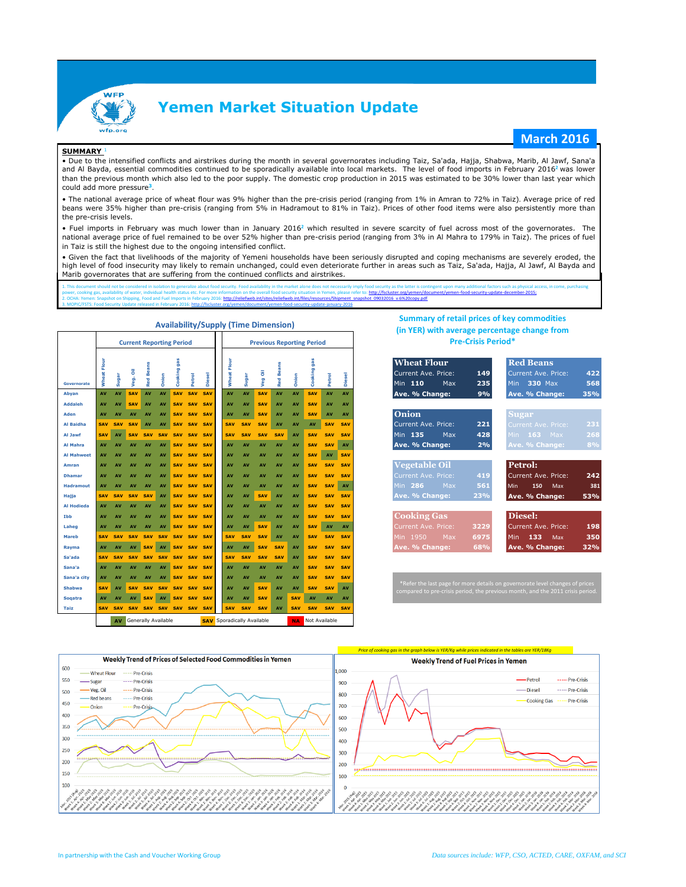# Yemen Market Situation Update

## March 2016

**SUMMARY** [1]

• Due to the intensified conflicts and airstrikes during the month in several governorates including Taiz, Sa'ada, Hajja, Shabwa, Marib, Al Jawf, Sana'a and Al Bayda, essential commodities continued to be sporadically available into local markets. The level of food imports in February 2016[2] was lower than the previous month which also led to the poor supply. The domestic crop production in 2015 was estimated to be 30% lower than last year which could add more pressure[3].

• The national average price of wheat flour was 9% higher than the pre-crisis period (ranging from 1% in Amran to 72% in Taiz). Average price of red beans were 35% higher than pre-crisis (ranging from 5% in Hadramout to 81% in Taiz). Prices of other food items were also persistently more than the pre-crisis levels.

• Fuel imports in February was much lower than in January 2016[2] which resulted in severe scarcity of fuel across most of the governorates. The national average price of fuel remained to be over 52% higher than pre-crisis period (ranging from 3% in Al Mahra to 179% in Taiz). The prices of fuel in Taiz is still the highest due to the ongoing intensified conflict.

• Given the fact that livelihoods of the majority of Yemeni households have been seriously disrupted and coping mechanisms are severely eroded, the high level of food insecurity may likely to remain unchanged, could even deteriorate further in areas such as Taiz, Sa'ada, Hajja, Al Jawf, Al Bayda and Marib governorates that are suffering from the continued conflicts and airstrikes.

1. This document should not be considered in isolation to generalize about food security. Food availability in the market alone does not necessarily imply food security as the latter is contingent upon many additional factors such as physical access, in come, purchasing power, cooking gas, availability of water, individual health status etc. For more information on the overall food security situation in Yemen, please refer to: http://fscluster.org/yemen/document/yemen-food-security-update-december-2015;
2. OCHA: Yemen: Snapshot on Shipping, Food and Fuel Imports in February 2016: http://reliefweb.int/sites/reliefweb.int/files/resources/Shipment_snapshot_09032016_v.6%20copy.pdf
3. MOPIC/FSTS: Food Security Update released in February 2016: http://fscluster.org/yemen/document/yemen-food-security-update-january-2016

### Availability/Supply (Time Dimension)

| Governorate | Current Reporting Period | | | | | | | | Previous Reporting Period | | | | | | | |
|---|---|---|---|---|---|---|---|---|---|---|---|---|---|---|---|---|
| | Wheat Flour | Sugar | Veg. Oil | Red Beans | Onion | Cooking gas | Petrol | Diesel | Wheat Flour | Sugar | Veg Oil | Red Beans | Onion | Cooking gas | Petrol | Diesel |
| Abyan | AV | AV | SAV | AV | AV | SAV | SAV | SAV | AV | AV | SAV | AV | AV | SAV | AV | AV |
| Addaleh | AV | AV | SAV | AV | AV | SAV | SAV | SAV | AV | AV | SAV | AV | AV | SAV | AV | AV |
| Aden | AV | AV | AV | AV | AV | SAV | SAV | SAV | AV | AV | SAV | AV | AV | SAV | AV | AV |
| Al Baidha | SAV | SAV | SAV | AV | AV | SAV | SAV | SAV | SAV | SAV | SAV | AV | AV | AV | SAV | SAV |
| Al Jawf | SAV | AV | SAV | SAV | SAV | SAV | SAV | SAV | SAV | SAV | SAV | SAV | AV | SAV | SAV | SAV |
| Al Mahra | AV | AV | AV | AV | AV | SAV | SAV | SAV | AV | AV | AV | AV | AV | SAV | SAV | AV |
| Al Mahweet | AV | AV | AV | AV | AV | SAV | SAV | SAV | AV | AV | AV | AV | AV | SAV | AV | SAV |
| Amran | AV | AV | AV | AV | AV | SAV | SAV | SAV | AV | AV | AV | AV | AV | SAV | SAV | SAV |
| Dhamar | AV | AV | AV | AV | AV | SAV | SAV | SAV | AV | AV | AV | AV | AV | SAV | SAV | SAV |
| Hadramout | AV | AV | AV | AV | AV | SAV | SAV | SAV | AV | AV | AV | AV | AV | SAV | SAV | AV |
| Hajja | SAV | SAV | SAV | SAV | AV | SAV | SAV | SAV | AV | AV | SAV | AV | AV | SAV | SAV | SAV |
| Al Hodieda | AV | AV | AV | AV | AV | SAV | SAV | SAV | AV | AV | AV | AV | AV | SAV | SAV | SAV |
| Ibb | AV | AV | AV | AV | AV | SAV | SAV | SAV | AV | AV | AV | AV | AV | SAV | SAV | SAV |
| Laheg | AV | AV | AV | AV | AV | SAV | SAV | SAV | AV | AV | SAV | AV | AV | SAV | AV | AV |
| Mareb | SAV | SAV | SAV | SAV | SAV | SAV | SAV | SAV | SAV | SAV | SAV | AV | AV | SAV | SAV | SAV |
| Rayma | AV | AV | AV | SAV | AV | SAV | SAV | SAV | AV | AV | SAV | SAV | AV | SAV | SAV | SAV |
| Sa'ada | SAV | SAV | SAV | SAV | SAV | SAV | SAV | SAV | SAV | SAV | SAV | SAV | AV | SAV | SAV | SAV |
| Sana'a | AV | AV | AV | AV | AV | SAV | SAV | SAV | AV | AV | AV | AV | AV | SAV | SAV | SAV |
| Sana'a city | AV | AV | AV | AV | AV | SAV | SAV | SAV | AV | AV | AV | AV | AV | SAV | SAV | SAV |
| Shabwa | SAV | AV | SAV | SAV | SAV | SAV | SAV | SAV | AV | AV | SAV | AV | AV | SAV | SAV | AV |
| Soqatra | AV | AV | AV | SAV | AV | SAV | SAV | SAV | AV | AV | SAV | AV | SAV | AV | AV | AV |
| Taiz | SAV | SAV | SAV | SAV | SAV | SAV | SAV | SAV | SAV | SAV | SAV | AV | SAV | SAV | SAV | SAV |

AV Generally Available | SAV Sporadically Available | NA Not Available

### Summary of retail prices of key commodities (in YER) with average percentage change from Pre-Crisis Period*

| Commodity | Current Ave. Price | Min | Max | Ave. % Change |
|---|---|---|---|---|
| Wheat Flour | 149 | 110 | 235 | 9% |
| Red Beans | 422 | 330 | 568 | 35% |
| Onion | 221 | 135 | 428 | 2% |
| Sugar | 231 | 163 | 268 | 8% |
| Vegetable Oil | 419 | 286 | 561 | 23% |
| Petrol | 242 | 150 | 381 | 53% |
| Cooking Gas | 3229 | 1950 | 6975 | 68% |
| Diesel | 198 | 133 | 350 | 32% |

*Refer the last page for more details on governorate level changes of prices compared to pre-crisis period, the previous month, and the 2011 crisis period.

**Weekly Trend of Prices of Selected Food Commodities in Yemen**

*Price of cooking gas in the graph below is YER/Kg while prices indicated in the tables are YER/18Kg*

**Weekly Trend of Fuel Prices in Yemen**

In partnership with the Cash and Voucher Working Group

*Data sources include: WFP, CSO, ACTED, CARE, OXFAM, and SCI*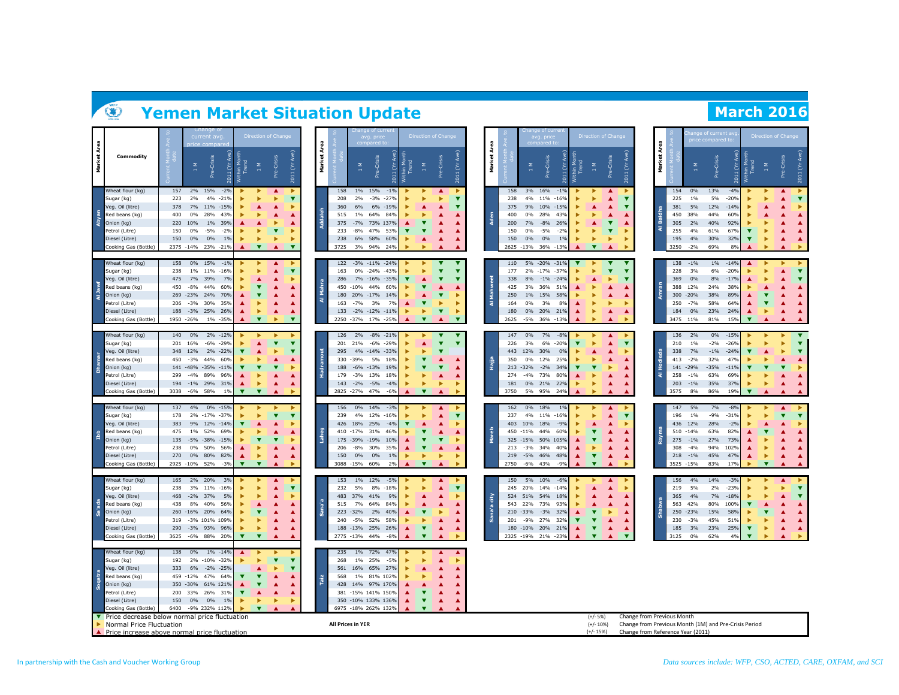# Yemen Market Situation Update

## March 2016

| Market Area | Commodity | Current Month Ave. to date | Change of current avg. price compared to: 1 M | Pre-Crisis | 2011 (Yr Ave) | Direction of Change: Within Month Trend | 1 M | Pre-Crisis | 2011 (Yr Ave) |
|---|---|---|---|---|---|---|---|---|---|
| Abyan | Wheat flour (kg) | 157 | 2% | 15% | -2% | ► | ► | ▲ | ► |
| Abyan | Sugar (kg) | 223 | 2% | 4% | -21% | ► | ► | ► | ▼ |
| Abyan | Veg. Oil (litre) | 378 | 7% | 11% | -15% | ► | ▲ | ▲ | ► |
| Abyan | Red beans (kg) | 400 | 0% | 28% | 43% | ► | ► | ▲ | ▲ |
| Abyan | Onion (kg) | 220 | 10% | 1% | 39% | ▲ | ▲ | ► | ▲ |
| Abyan | Petrol (Litre) | 150 | 0% | -5% | -2% | ► | ► | ▼ | ► |
| Abyan | Diesel (Litre) | 150 | 0% | 0% | 1% | ► | ► | ► | ► |
| Abyan | Cooking Gas (Bottle) | 2375 | -14% | 23% | -21% | ▲ | ▼ | ▲ | ▼ |
| Al Jawf | Wheat flour (kg) | 158 | 0% | 15% | -1% | ► | ► | ▲ | ► |
| Al Jawf | Sugar (kg) | 238 | 1% | 11% | -16% | ► | ► | ▲ | ▼ |
| Al Jawf | Veg. Oil (litre) | 475 | 7% | 39% | 7% | ► | ▲ | ▲ | ► |
| Al Jawf | Red beans (kg) | 450 | -8% | 44% | 60% | ► | ▼ | ▲ | ▲ |
| Al Jawf | Onion (kg) | 269 | -23% | 24% | 70% | ▲ | ▼ | ▲ | ▲ |
| Al Jawf | Petrol (Litre) | 206 | -3% | 30% | 35% | ▲ | ► | ▲ | ▲ |
| Al Jawf | Diesel (Litre) | 188 | -3% | 25% | 26% | ▲ | ► | ▲ | ▲ |
| Al Jawf | Cooking Gas (Bottle) | 1950 | -26% | 1% | -35% | ▲ | ▼ | ► | ▼ |
| Dhamar | Wheat flour (kg) | 140 | 0% | 2% | -12% | ► | ► | ► | ▼ |
| Dhamar | Sugar (kg) | 201 | 16% | -6% | -29% | ► | ▲ | ▼ | ▼ |
| Dhamar | Veg. Oil (litre) | 348 | 12% | 2% | -22% | ▼ | ▲ | ► | ▼ |
| Dhamar | Red beans (kg) | 450 | -3% | 44% | 60% | ► | ► | ▲ | ▲ |
| Dhamar | Onion (kg) | 141 | -48% | -35% | -11% | ▼ | ▼ | ▼ | ► |
| Dhamar | Petrol (Litre) | 299 | -4% | 89% | 96% | ▲ | ► | ▲ | ▲ |
| Dhamar | Diesel (Litre) | 194 | -1% | 29% | 31% | ▲ | ► | ▲ | ▲ |
| Dhamar | Cooking Gas (Bottle) | 3038 | -6% | 58% | 1% | ▼ | ▼ | ▲ | ► |
| Ibb | Wheat flour (kg) | 137 | 4% | 0% | -15% | ► | ► | ► | ► |
| Ibb | Sugar (kg) | 178 | 2% | -17% | -37% | ► | ► | ▼ | ▼ |
| Ibb | Veg. Oil (litre) | 383 | 9% | 12% | -14% | ▼ | ▲ | ▲ | ► |
| Ibb | Red beans (kg) | 475 | 1% | 52% | 69% | ► | ► | ▲ | ▲ |
| Ibb | Onion (kg) | 135 | -5% | -38% | -15% | ► | ▼ | ▼ | ► |
| Ibb | Petrol (Litre) | 238 | 0% | 50% | 56% | ▲ | ► | ▲ | ▲ |
| Ibb | Diesel (Litre) | 270 | 0% | 80% | 82% | ▲ | ► | ▲ | ▲ |
| Ibb | Cooking Gas (Bottle) | 2925 | -10% | 52% | -3% | ▼ | ▼ | ▲ | ► |
| Sa'ada | Wheat flour (kg) | 165 | 2% | 20% | 3% | ► | ► | ▲ | ► |
| Sa'ada | Sugar (kg) | 238 | 3% | 11% | -16% | ► | ► | ▲ | ▼ |
| Sa'ada | Veg. Oil (litre) | 468 | -2% | 37% | 5% | ► | ► | ▲ | ► |
| Sa'ada | Red beans (kg) | 438 | 8% | 40% | 56% | ► | ▲ | ▲ | ▲ |
| Sa'ada | Onion (kg) | 260 | -16% | 20% | 64% | ► | ▼ | ▲ | ▲ |
| Sa'ada | Petrol (Litre) | 319 | -3% | 101% | 109% | ► | ► | ▲ | ▲ |
| Sa'ada | Diesel (Litre) | 290 | -3% | 93% | 96% | ► | ► | ▲ | ▲ |
| Sa'ada | Cooking Gas (Bottle) | 3625 | -6% | 88% | 20% | ▼ | ▼ | ▲ | ▲ |
| Soqatra | Wheat flour (kg) | 138 | 0% | 1% | -14% | ▲ | ► | ► | ► |
| Soqatra | Sugar (kg) | 192 | 2% | -10% | -32% | ► | ► | ▼ | ▼ |
| Soqatra | Veg. Oil (litre) | 333 | 6% | -2% | -25% | ► | ▲ | ► | ▼ |
| Soqatra | Red beans (kg) | 459 | -12% | 47% | 64% | ▼ | ▼ | ▲ | ▲ |
| Soqatra | Onion (kg) | 350 | -30% | 61% | 121% | ▲ | ▼ | ▲ | ▲ |
| Soqatra | Petrol (Litre) | 200 | 33% | 26% | 31% | ▼ | ▲ | ▲ | ▲ |
| Soqatra | Diesel (Litre) | 150 | 0% | 0% | 1% | ► | ► | ► | ► |
| Soqatra | Cooking Gas (Bottle) | 6400 | -9% | 232% | 112% | ► | ▼ | ▲ | ▲ |

| Market Area | Commodity | Current Month Ave. to date | Change of current avg. price compared to: 1 M | Pre-Crisis | 2011 (Yr Ave) | Direction of Change: Within Month Trend | 1 M | Pre-Crisis | 2011 (Yr Ave) |
|---|---|---|---|---|---|---|---|---|---|
| Addaleh | Wheat flour (kg) | 158 | 1% | 15% | -1% | ► | ► | ▲ | ► |
| Addaleh | Sugar (kg) | 208 | 2% | -3% | -27% | ► | ► | ► | ▼ |
| Addaleh | Veg. Oil (litre) | 360 | 6% | 6% | -19% | ► | ▲ | ▲ | ▼ |
| Addaleh | Red beans (kg) | 515 | 1% | 64% | 84% | ► | ► | ▲ | ▲ |
| Addaleh | Onion (kg) | 375 | -7% | 73% | 137% | ▲ | ▼ | ▲ | ▲ |
| Addaleh | Petrol (Litre) | 233 | -8% | 47% | 53% | ▼ | ▼ | ▲ | ▲ |
| Addaleh | Diesel (Litre) | 238 | 6% | 58% | 60% | ► | ▲ | ▲ | ▲ |
| Addaleh | Cooking Gas (Bottle) | 3725 | 3% | 94% | 24% | ► | ► | ▲ | ▲ |
| Al Mahra | Wheat flour (kg) | 122 | -3% | -11% | -24% | ► | ► | ▼ | ▼ |
| Al Mahra | Sugar (kg) | 163 | 0% | -24% | -43% | ► | ► | ▼ | ▼ |
| Al Mahra | Veg. Oil (litre) | 286 | 7% | -16% | -35% | ▼ | ▲ | ▼ | ▼ |
| Al Mahra | Red beans (kg) | 450 | -10% | 44% | 60% | ► | ▼ | ▲ | ▲ |
| Al Mahra | Onion (kg) | 180 | 20% | -17% | 14% | ► | ▲ | ▼ | ► |
| Al Mahra | Petrol (Litre) | 163 | -7% | 3% | 7% | ▲ | ▼ | ► | ► |
| Al Mahra | Diesel (Litre) | 133 | -2% | -12% | -11% | ► | ► | ▼ | ► |
| Al Mahra | Cooking Gas (Bottle) | 2250 | -37% | 17% | -25% | ▲ | ▼ | ▲ | ▼ |
| Hadramout | Wheat flour (kg) | 126 | 2% | -8% | -21% | ► | ► | ▼ | ▼ |
| Hadramout | Sugar (kg) | 201 | 21% | -6% | -29% | ► | ▲ | ▼ | ▼ |
| Hadramout | Veg. Oil (litre) | 295 | 4% | -14% | -33% | ► | ► | ▼ | |
| Hadramout | Red beans (kg) | 330 | -39% | 5% | 18% | ► | ▼ | ► | ▲ |
| Hadramout | Onion (kg) | 188 | -6% | -13% | 19% | ► | ▼ | ▼ | ▲ |
| Hadramout | Petrol (Litre) | 179 | -3% | 13% | 18% | ► | ► | ▲ | ▲ |
| Hadramout | Diesel (Litre) | 143 | -2% | -5% | -4% | ► | ► | ► | ► |
| Hadramout | Cooking Gas (Bottle) | 2825 | -27% | 47% | -6% | ▲ | ▼ | ▲ | ► |
| Laheg | Wheat flour (kg) | 156 | 0% | 14% | -3% | ► | ► | ▲ | ► |
| Laheg | Sugar (kg) | 239 | 4% | 12% | -16% | ► | ► | ▲ | ▼ |
| Laheg | Veg. Oil (litre) | 426 | 18% | 25% | -4% | ▼ | ▲ | ▲ | ► |
| Laheg | Red beans (kg) | 410 | -17% | 31% | 46% | ► | ▼ | ▲ | ▲ |
| Laheg | Onion (kg) | 175 | -39% | -19% | 10% | ▲ | ▼ | ▼ | ► |
| Laheg | Petrol (Litre) | 206 | -8% | 30% | 35% | ▲ | ▼ | ▲ | ▲ |
| Laheg | Diesel (Litre) | 150 | 0% | 0% | 1% | ► | ► | ► | ► |
| Laheg | Cooking Gas (Bottle) | 3088 | -15% | 60% | 2% | ▲ | ▼ | ▲ | ► |
| Sana'a | Wheat flour (kg) | 153 | 1% | 12% | -5% | ► | ► | ▲ | ► |
| Sana'a | Sugar (kg) | 232 | 5% | 8% | -18% | ► | ► | ► | ▼ |
| Sana'a | Veg. Oil (litre) | 483 | 37% | 41% | 9% | ► | ▲ | ▲ | ► |
| Sana'a | Red beans (kg) | 515 | 7% | 64% | 84% | ► | ▲ | ▲ | ▲ |
| Sana'a | Onion (kg) | 223 | -32% | 2% | 40% | ▲ | ▼ | ► | ▲ |
| Sana'a | Petrol (Litre) | 240 | -5% | 52% | 58% | ► | ► | ▲ | ▲ |
| Sana'a | Diesel (Litre) | 188 | -13% | 25% | 26% | ▲ | ▼ | ▲ | ▲ |
| Sana'a | Cooking Gas (Bottle) | 2775 | -13% | 44% | -8% | ▲ | ▼ | ▲ | ► |
| Taiz | Wheat flour (kg) | 235 | 1% | 72% | 47% | ► | ► | ▲ | ▲ |
| Taiz | Sugar (kg) | 268 | 1% | 25% | -5% | ► | ► | ▲ | ► |
| Taiz | Veg. Oil (litre) | 561 | 16% | 65% | 27% | ► | ▲ | ▲ | ▲ |
| Taiz | Red beans (kg) | 568 | 1% | 81% | 102% | ► | ► | ▲ | ▲ |
| Taiz | Onion (kg) | 428 | 14% | 97% | 170% | ▲ | ▲ | ▲ | ▲ |
| Taiz | Petrol (Litre) | 381 | -15% | 141% | 150% | ▲ | ▼ | ▲ | ▲ |
| Taiz | Diesel (Litre) | 350 | -10% | 133% | 136% | ▲ | ▼ | ▲ | ▲ |
| Taiz | Cooking Gas (Bottle) | 6975 | -18% | 262% | 132% | ▲ | ▼ | ▲ | ▲ |

| Market Area | Commodity | Current Month Ave. to date | Change of current avg. price compared to: 1 M | Pre-Crisis | 2011 (Yr Ave) | Direction of Change: Within Month Trend | 1 M | Pre-Crisis | 2011 (Yr Ave) |
|---|---|---|---|---|---|---|---|---|---|
| Aden | Wheat flour (kg) | 158 | 3% | 16% | -1% | ► | ► | ▲ | ► |
| Aden | Sugar (kg) | 238 | 4% | 11% | -16% | ► | ► | ▲ | ▼ |
| Aden | Veg. Oil (litre) | 375 | 9% | 10% | -15% | ► | ▲ | ▲ | ▼ |
| Aden | Red beans (kg) | 400 | 0% | 28% | 43% | ► | ► | ▲ | ▲ |
| Aden | Onion (kg) | 200 | 7% | -8% | 26% | ► | ▲ | ▼ | ▲ |
| Aden | Petrol (Litre) | 150 | 0% | -5% | -2% | ► | ► | ▼ | ► |
| Aden | Diesel (Litre) | 150 | 0% | 0% | 1% | ► | ► | ► | ► |
| Aden | Cooking Gas (Bottle) | 2625 | -13% | 36% | -13% | ▲ | ▼ | ▲ | ► |
| Al Mahweet | Wheat flour (kg) | 110 | 5% | -20% | -31% | ▼ | ► | ▼ | ▼ |
| Al Mahweet | Sugar (kg) | 177 | 2% | -17% | -37% | ► | ► | ▼ | ▼ |
| Al Mahweet | Veg. Oil (litre) | 338 | 8% | -1% | -24% | ► | ▲ | ► | ▼ |
| Al Mahweet | Red beans (kg) | 425 | 3% | 36% | 51% | ▲ | ► | ▲ | ▲ |
| Al Mahweet | Onion (kg) | 250 | 1% | 15% | 58% | ► | ► | ▲ | ▲ |
| Al Mahweet | Petrol (Litre) | 164 | 0% | 3% | 8% | ▲ | ► | ► | ► |
| Al Mahweet | Diesel (Litre) | 180 | 0% | 20% | 21% | ▲ | ► | ▲ | ▲ |
| Al Mahweet | Cooking Gas (Bottle) | 2625 | -5% | 36% | -13% | ▲ | ► | ▲ | ► |
| Hajja | Wheat flour (kg) | 147 | 0% | 7% | -8% | ► | ► | ▲ | ► |
| Hajja | Sugar (kg) | 226 | 3% | 6% | -20% | ▼ | ► | ► | ▼ |
| Hajja | Veg. Oil (litre) | 443 | 12% | 30% | 0% | ► | ▲ | ▲ | ► |
| Hajja | Red beans (kg) | 350 | 0% | 12% | 25% | ► | ► | ▲ | ▲ |
| Hajja | Onion (kg) | 213 | -32% | -2% | 34% | ▼ | ▼ | ► | ▲ |
| Hajja | Petrol (Litre) | 274 | -4% | 73% | 80% | ▲ | ► | ▲ | ▲ |
| Hajja | Diesel (Litre) | 181 | 0% | 21% | 22% | ► | ► | ▲ | ▲ |
| Hajja | Cooking Gas (Bottle) | 3750 | 5% | 95% | 24% | ▲ | ► | ▲ | ▲ |
| Mareb | Wheat flour (kg) | 162 | 0% | 18% | 1% | ► | ► | ▲ | ► |
| Mareb | Sugar (kg) | 237 | 4% | 11% | -16% | ► | ► | ▲ | ▼ |
| Mareb | Veg. Oil (litre) | 403 | 10% | 18% | -9% | ► | ▲ | ▲ | ► |
| Mareb | Red beans (kg) | 450 | -11% | 44% | 60% | ► | ▼ | ▲ | ▲ |
| Mareb | Onion (kg) | 325 | -15% | 50% | 105% | ▲ | ▼ | ▲ | ▲ |
| Mareb | Petrol (Litre) | 213 | -3% | 34% | 40% | ▲ | ► | ▲ | ▲ |
| Mareb | Diesel (Litre) | 219 | -5% | 46% | 48% | ▲ | ▼ | ▲ | ▲ |
| Mareb | Cooking Gas (Bottle) | 2750 | -6% | 43% | -9% | ▲ | ▼ | ▲ | ► |
| Sana'a city | Wheat flour (kg) | 150 | 5% | 10% | -6% | ► | ► | ▲ | ► |
| Sana'a city | Sugar (kg) | 245 | 20% | 14% | -14% | ► | ▲ | ▲ | ▼ |
| Sana'a city | Veg. Oil (litre) | 524 | 51% | 54% | 18% | ► | ▲ | ▲ | ▲ |
| Sana'a city | Red beans (kg) | 543 | 22% | 73% | 93% | ► | ▲ | ▲ | ▲ |
| Sana'a city | Onion (kg) | 210 | -33% | -3% | 32% | ▲ | ▼ | ► | ▲ |
| Sana'a city | Petrol (Litre) | 201 | -9% | 27% | 32% | ▼ | ▼ | ▲ | ▲ |
| Sana'a city | Diesel (Litre) | 180 | -10% | 20% | 21% | ▲ | ▼ | ▲ | ▲ |
| Sana'a city | Cooking Gas (Bottle) | 2325 | -19% | 21% | -23% | ▲ | ▼ | ▲ | ▼ |

| Market Area | Commodity | Current Month Ave. to date | Change of current avg. price compared to: 1 M | Pre-Crisis | 2011 (Yr Ave) | Direction of Change: Within Month Trend | 1 M | Pre-Crisis | 2011 (Yr Ave) |
|---|---|---|---|---|---|---|---|---|---|
| Al Baidha | Wheat flour (kg) | 154 | 0% | 13% | -4% | ► | ► | ▲ | ► |
| Al Baidha | Sugar (kg) | 225 | 1% | 5% | -20% | ► | ► | ► | ▼ |
| Al Baidha | Veg. Oil (litre) | 381 | 5% | 12% | -14% | ► | ▲ | ▲ | ► |
| Al Baidha | Red beans (kg) | 450 | 38% | 44% | 60% | ► | ▲ | ▲ | ▲ |
| Al Baidha | Onion (kg) | 305 | 2% | 40% | 92% | ► | ► | ▲ | ▲ |
| Al Baidha | Petrol (Litre) | 255 | 4% | 61% | 67% | ▼ | ► | ▲ | ▲ |
| Al Baidha | Diesel (Litre) | 195 | 4% | 30% | 32% | ▼ | ► | ▲ | ▲ |
| Al Baidha | Cooking Gas (Bottle) | 3250 | -2% | 69% | 8% | ▲ | ► | ▲ | ► |
| Amran | Wheat flour (kg) | 138 | -1% | 1% | -14% | ▲ | ► | ► | ► |
| Amran | Sugar (kg) | 228 | 3% | 6% | -20% | ► | ► | ▲ | ▼ |
| Amran | Veg. Oil (litre) | 369 | 0% | 8% | -17% | ▲ | ► | ▲ | ▼ |
| Amran | Red beans (kg) | 388 | 12% | 24% | 38% | ► | ▲ | ▲ | ▲ |
| Amran | Onion (kg) | 300 | -20% | 38% | 89% | ▲ | ▼ | ▲ | ▲ |
| Amran | Petrol (Litre) | 250 | -7% | 58% | 64% | ▲ | ▼ | ▲ | ▲ |
| Amran | Diesel (Litre) | 184 | 0% | 23% | 24% | ▲ | ► | ▲ | ▲ |
| Amran | Cooking Gas (Bottle) | 3475 | 11% | 81% | 15% | ▼ | ▲ | ▲ | ▲ |
| Al Hodeida | Wheat flour (kg) | 136 | 2% | 0% | -15% | ► | ► | ► | ▼ |
| Al Hodeida | Sugar (kg) | 210 | 1% | -2% | -26% | ► | ► | ► | ▼ |
| Al Hodeida | Veg. Oil (litre) | 338 | 7% | -1% | -24% | ▼ | ▲ | ► | ▼ |
| Al Hodeida | Red beans (kg) | 413 | -2% | 32% | 47% | ► | ► | ▲ | ▲ |
| Al Hodeida | Onion (kg) | 141 | -29% | -35% | -11% | ▼ | ▼ | ▼ | ► |
| Al Hodeida | Petrol (Litre) | 258 | -1% | 63% | 69% | ► | ► | ▲ | ▲ |
| Al Hodeida | Diesel (Litre) | 203 | -1% | 35% | 37% | ► | ► | ▲ | ▲ |
| Al Hodeida | Cooking Gas (Bottle) | 3575 | 8% | 86% | 19% | ▼ | ▲ | ▲ | ▲ |
| Rayma | Wheat flour (kg) | 147 | 5% | 7% | -8% | ► | ► | ▲ | ► |
| Rayma | Sugar (kg) | 196 | 1% | -9% | -31% | ► | ► | ▼ | ▼ |
| Rayma | Veg. Oil (litre) | 436 | 12% | 28% | -2% | ► | ▲ | ▲ | ► |
| Rayma | Red beans (kg) | 510 | -14% | 63% | 82% | ▲ | ▼ | ▲ | ▲ |
| Rayma | Onion (kg) | 275 | -1% | 27% | 73% | ▲ | ► | ▲ | ▲ |
| Rayma | Petrol (Litre) | 308 | -4% | 94% | 102% | ▲ | ► | ▲ | ▲ |
| Rayma | Diesel (Litre) | 218 | -1% | 45% | 47% | ▲ | ► | ▲ | ▲ |
| Rayma | Cooking Gas (Bottle) | 3525 | -15% | 83% | 17% | ▲ | ▼ | ▲ | ▲ |
| Shabwa | Wheat flour (kg) | 156 | 4% | 14% | -3% | ► | ► | ▲ | ► |
| Shabwa | Sugar (kg) | 219 | 5% | 2% | -23% | ► | ► | ► | ▼ |
| Shabwa | Veg. Oil (litre) | 365 | 4% | 7% | -18% | ► | ► | ▲ | ▼ |
| Shabwa | Red beans (kg) | 563 | 42% | 80% | 100% | ▼ | ▲ | ▲ | ▲ |
| Shabwa | Onion (kg) | 250 | -23% | 15% | 58% | ► | ▼ | ▲ | ▲ |
| Shabwa | Petrol (Litre) | 230 | -3% | 45% | 51% | ► | ► | ▲ | ▲ |
| Shabwa | Diesel (Litre) | 185 | 3% | 23% | 25% | ▼ | ► | ▲ | ▲ |
| Shabwa | Cooking Gas (Bottle) | 3125 | 0% | 62% | 4% | ▼ | ► | ▲ | ► |

▼ Price decrease below normal price fluctuation
► Normal Price Fluctuation
▲ Price increase above normal price fluctuation

**All Prices in YER**

| | |
|---|---|
| (+/- 5%) | Change from Previous Month |
| (+/- 10%) | Change from Previous Month (1M) and Pre-Crisis Period |
| (+/- 15%) | Change from Reference Year (2011) |

In partnership with the Cash and Voucher Working Group

*Data sources include: WFP, CSO, ACTED, CARE, OXFAM, and SCI*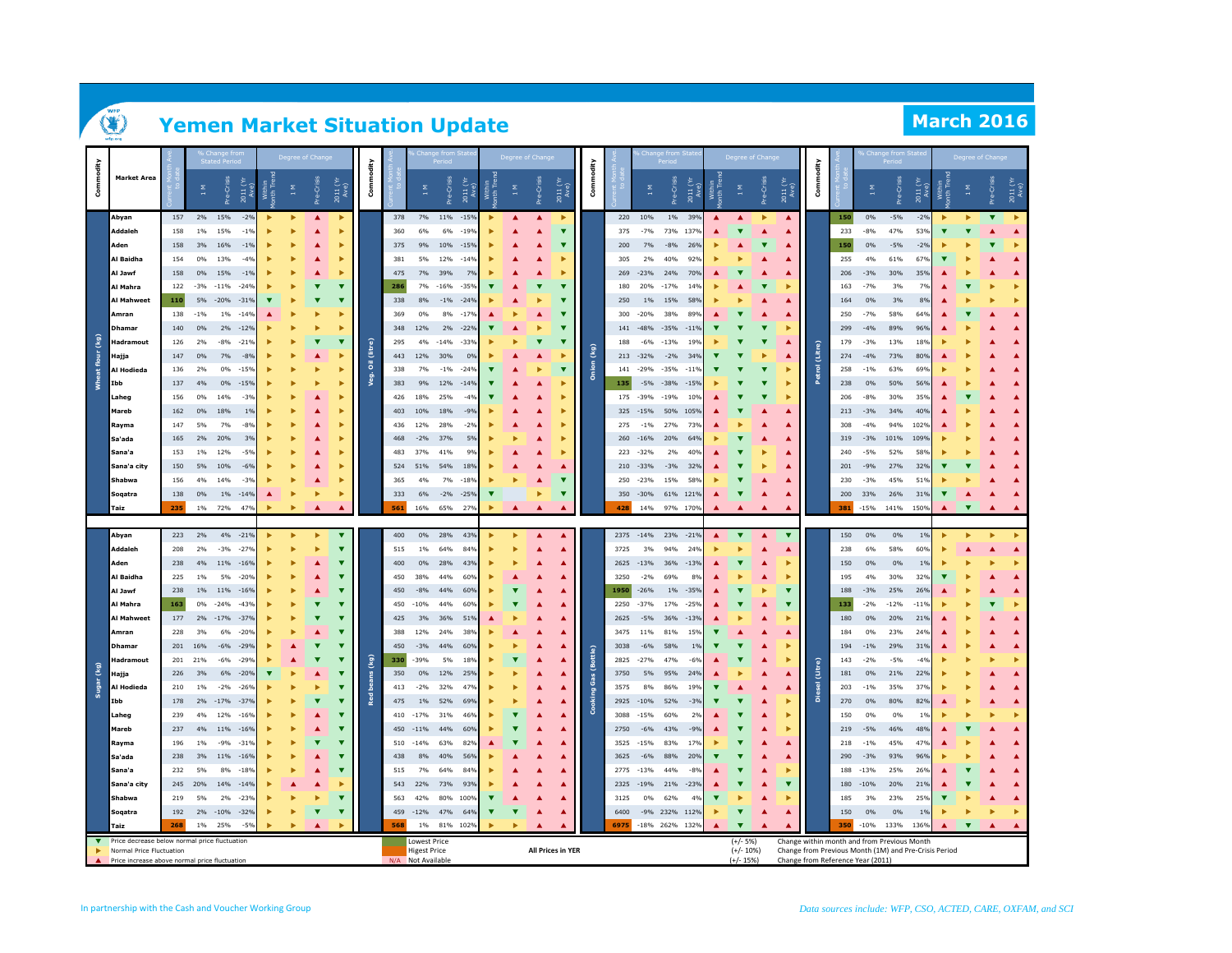# Yemen Market Situation Update

## March 2016

**Wheat flour (kg)**

| Market Area | Current Month Ave. to date | % Change from Stated Period: 1 M | Pre-Crisis | 2011 (Yr Ave) | Degree of Change: Within Month Trend | 1 M | Pre-Crisis | 2011 (Yr Ave) |
|---|---|---|---|---|---|---|---|---|
| Abyan | 157 | 2% | 15% | -2% | ► | ► | ▲ | ► |
| Addaleh | 158 | 1% | 15% | -1% | ► | ► | ▲ | ► |
| Aden | 158 | 3% | 16% | -1% | ► | ► | ▲ | ► |
| Al Baidha | 154 | 0% | 13% | -4% | ► | ► | ▲ | ► |
| Al Jawf | 158 | 0% | 15% | -1% | ► | ► | ▲ | ► |
| Al Mahra | 122 | -3% | -11% | -24% | ► | ► | ▼ | ▼ |
| Al Mahweet | 110 | 5% | -20% | -31% | ▼ | ► | ▼ | ▼ |
| Amran | 138 | -1% | 1% | -14% | ▲ | ► | ► | ► |
| Dhamar | 140 | 0% | 2% | -12% | ► | ► | ► | ► |
| Hadramout | 126 | 2% | -8% | -21% | ► | ► | ▼ | ▼ |
| Hajja | 147 | 0% | 7% | -8% | ► | ► | ▲ | ► |
| Al Hodieda | 136 | 2% | 0% | -15% | ► | ► | ► | ► |
| Ibb | 137 | 4% | 0% | -15% | ► | ► | ► | ► |
| Laheg | 156 | 0% | 14% | -3% | ► | ► | ▲ | ► |
| Mareb | 162 | 0% | 18% | 1% | ► | ► | ▲ | ► |
| Rayma | 147 | 5% | 7% | -8% | ► | ► | ▲ | ► |
| Sa'ada | 165 | 2% | 20% | 3% | ► | ► | ▲ | ► |
| Sana'a | 153 | 1% | 12% | -5% | ► | ► | ▲ | ► |
| Sana'a city | 150 | 5% | 10% | -6% | ► | ► | ▲ | ► |
| Shabwa | 156 | 4% | 14% | -3% | ► | ► | ▲ | ► |
| Soqatra | 138 | 0% | 1% | -14% | ▲ | ► | ► | ► |
| Taiz | 235 | 1% | 72% | 47% | ► | ► | ▲ | ▲ |

**Veg. Oil (litre)**

| Market Area | Current Month Ave. to date | % Change from Stated Period: 1 M | Pre-Crisis | 2011 (Yr Ave) | Degree of Change: Within Month Trend | 1 M | Pre-Crisis | 2011 (Yr Ave) |
|---|---|---|---|---|---|---|---|---|
| Abyan | 378 | 7% | 11% | -15% | ► | ▲ | ▲ | ► |
| Addaleh | 360 | 6% | 6% | -19% | ► | ▲ | ▲ | ▼ |
| Aden | 375 | 9% | 10% | -15% | ► | ▲ | ▲ | ▼ |
| Al Baidha | 381 | 5% | 12% | -14% | ► | ▲ | ▲ | ► |
| Al Jawf | 475 | 7% | 39% | 7% | ► | ▲ | ▲ | ► |
| Al Mahra | 286 | 7% | -16% | -35% | ▼ | ▲ | ▼ | ▼ |
| Al Mahweet | 338 | 8% | -1% | -24% | ► | ▲ | ► | ▼ |
| Amran | 369 | 0% | 8% | -17% | ▲ | ► | ▲ | ► |
| Dhamar | 348 | 12% | 2% | -22% | ▼ | ▲ | ► | ▼ |
| Hadramout | 295 | 4% | -14% | -33% | ► | ► | ▼ | ▼ |
| Hajja | 443 | 12% | 30% | 0% | ► | ▲ | ▲ | ► |
| Al Hodieda | 338 | 7% | -1% | -24% | ▼ | ▲ | ► | ▼ |
| Ibb | 383 | 9% | 12% | -14% | ▼ | ▲ | ▲ | ► |
| Laheg | 426 | 18% | 25% | -4% | ▼ | ▲ | ▲ | ► |
| Mareb | 403 | 10% | 18% | -9% | ► | ▲ | ▲ | ► |
| Rayma | 436 | 12% | 28% | -2% | ► | ▲ | ▲ | ► |
| Sa'ada | 468 | -2% | 37% | 5% | ► | ► | ▲ | ► |
| Sana'a | 483 | 37% | 41% | 9% | ► | ▲ | ▲ | ► |
| Sana'a city | 524 | 51% | 54% | 18% | ► | ▲ | ▲ | ▲ |
| Shabwa | 365 | 4% | 7% | -18% | ► | ► | ▲ | ▼ |
| Soqatra | 333 | 6% | -2% | -25% | ▼ | | ► | ▼ |
| Taiz | 561 | 16% | 65% | 27% | ► | ▲ | ▲ | ▲ |

**Onion (kg)**

| Market Area | Current Month Ave. to date | % Change from Stated Period: 1 M | Pre-Crisis | 2011 (Yr Ave) | Degree of Change: Within Month Trend | 1 M | Pre-Crisis | 2011 (Yr Ave) |
|---|---|---|---|---|---|---|---|---|
| Abyan | 220 | 10% | 1% | 39% | ▲ | ▲ | ► | ▲ |
| Addaleh | 375 | -7% | 73% | 137% | ▲ | ▼ | ▲ | ▲ |
| Aden | 200 | 7% | -8% | 26% | ► | ▲ | ▼ | ▲ |
| Al Baidha | 305 | 2% | 40% | 92% | ► | ► | ▲ | ▲ |
| Al Jawf | 269 | -23% | 24% | 70% | ▲ | ▼ | ▲ | ▲ |
| Al Mahra | 180 | 20% | -17% | 14% | ► | ▲ | ▼ | ► |
| Al Mahweet | 250 | 1% | 15% | 58% | ► | ► | ▲ | ▲ |
| Amran | 300 | -20% | 38% | 89% | ▲ | ▼ | ▲ | ▲ |
| Dhamar | 141 | -48% | -35% | -11% | ▼ | ▼ | ▼ | ► |
| Hadramout | 188 | -6% | -13% | 19% | ► | ▼ | ▼ | ▲ |
| Hajja | 213 | -32% | -2% | 34% | ▼ | ▼ | ► | ▲ |
| Al Hodieda | 141 | -29% | -35% | -11% | ▼ | ▼ | ▼ | ► |
| Ibb | 135 | -5% | -38% | -15% | ► | ▼ | ▼ | ► |
| Laheg | 175 | -39% | -19% | 10% | ▲ | ▼ | ▼ | ► |
| Mareb | 325 | -15% | 50% | 105% | ▲ | ▼ | ▲ | ▲ |
| Rayma | 275 | -1% | 27% | 73% | ▲ | ► | ▲ | ▲ |
| Sa'ada | 260 | -16% | 20% | 64% | ► | ▼ | ▲ | ▲ |
| Sana'a | 223 | -32% | 2% | 40% | ▲ | ▼ | ► | ▲ |
| Sana'a city | 210 | -33% | -3% | 32% | ▲ | ▼ | ► | ▲ |
| Shabwa | 250 | -23% | 15% | 58% | ► | ▼ | ▲ | ▲ |
| Soqatra | 350 | -30% | 61% | 121% | ▲ | ▼ | ▲ | ▲ |
| Taiz | 428 | 14% | 97% | 170% | ▲ | ▲ | ▲ | ▲ |

**Petrol (Litre)**

| Market Area | Current Month Ave. to date | % Change from Stated Period: 1 M | Pre-Crisis | 2011 (Yr Ave) | Degree of Change: Within Month Trend | 1 M | Pre-Crisis | 2011 (Yr Ave) |
|---|---|---|---|---|---|---|---|---|
| Abyan | 150 | 0% | -5% | -2% | ► | ► | ▼ | ► |
| Addaleh | 233 | -8% | 47% | 53% | ▼ | ▼ | ▲ | ▲ |
| Aden | 150 | 0% | -5% | -2% | ► | ► | ▼ | ► |
| Al Baidha | 255 | 4% | 61% | 67% | ▼ | ► | ▲ | ▲ |
| Al Jawf | 206 | -3% | 30% | 35% | ▲ | ► | ▲ | ▲ |
| Al Mahra | 163 | -7% | 3% | 7% | ▲ | ▼ | ► | ► |
| Al Mahweet | 164 | 0% | 3% | 8% | ▲ | ► | ► | ► |
| Amran | 250 | -7% | 58% | 64% | ▲ | ▼ | ▲ | ▲ |
| Dhamar | 299 | -4% | 89% | 96% | ▲ | ► | ▲ | ▲ |
| Hadramout | 179 | -3% | 13% | 18% | ► | ► | ▲ | ▲ |
| Hajja | 274 | -4% | 73% | 80% | ▲ | ► | ▲ | ▲ |
| Al Hodieda | 258 | -1% | 63% | 69% | ► | ► | ▲ | ▲ |
| Ibb | 238 | 0% | 50% | 56% | ▲ | ► | ▲ | ▲ |
| Laheg | 206 | -8% | 30% | 35% | ▲ | ▼ | ▲ | ▲ |
| Mareb | 213 | -3% | 34% | 40% | ▲ | ► | ▲ | ▲ |
| Rayma | 308 | -4% | 94% | 102% | ▲ | ► | ▲ | ▲ |
| Sa'ada | 319 | -3% | 101% | 109% | ► | ► | ▲ | ▲ |
| Sana'a | 240 | -5% | 52% | 58% | ► | ► | ▲ | ▲ |
| Sana'a city | 201 | -9% | 27% | 32% | ▼ | ▼ | ▲ | ▲ |
| Shabwa | 230 | -3% | 45% | 51% | ► | ► | ▲ | ▲ |
| Soqatra | 200 | 33% | 26% | 31% | ▼ | ▲ | ▲ | ▲ |
| Taiz | 381 | -15% | 141% | 150% | ▲ | ▼ | ▲ | ▲ |

**Sugar (kg)**

| Market Area | Current Month Ave. to date | % Change from Stated Period: 1 M | Pre-Crisis | 2011 (Yr Ave) | Degree of Change: Within Month Trend | 1 M | Pre-Crisis | 2011 (Yr Ave) |
|---|---|---|---|---|---|---|---|---|
| Abyan | 223 | 2% | 4% | -21% | ► | ► | ► | ▼ |
| Addaleh | 208 | 2% | -3% | -27% | ► | ► | ► | ▼ |
| Aden | 238 | 4% | 11% | -16% | ► | ► | ▲ | ▼ |
| Al Baidha | 225 | 1% | 5% | -20% | ► | ► | ▲ | ▼ |
| Al Jawf | 238 | 1% | 11% | -16% | ► | ► | ▲ | ▼ |
| Al Mahra | 163 | 0% | -24% | -43% | ► | ► | ▼ | ▼ |
| Al Mahweet | 177 | 2% | -17% | -37% | ► | ► | ▼ | ▼ |
| Amran | 228 | 3% | 6% | -20% | ► | ► | ▲ | ▼ |
| Dhamar | 201 | 16% | -6% | -29% | ► | ▲ | ▼ | ▼ |
| Hadramout | 201 | 21% | -6% | -29% | ► | ▲ | ▼ | ▼ |
| Hajja | 226 | 3% | 6% | -20% | ▼ | ► | ▲ | ▼ |
| Al Hodieda | 210 | 1% | -2% | -26% | ► | ► | ► | ▼ |
| Ibb | 178 | 2% | -17% | -37% | ► | ► | ▼ | ▼ |
| Laheg | 239 | 4% | 12% | -16% | ► | ► | ▲ | ▼ |
| Mareb | 237 | 4% | 11% | -16% | ► | ► | ▲ | ▼ |
| Rayma | 196 | 1% | -9% | -31% | ► | ► | ▼ | ▼ |
| Sa'ada | 238 | 3% | 11% | -16% | ► | ► | ▲ | ▼ |
| Sana'a | 232 | 5% | 8% | -18% | ► | ► | ▲ | ▼ |
| Sana'a city | 245 | 20% | 14% | -14% | ► | ▲ | ▲ | ► |
| Shabwa | 219 | 5% | 2% | -23% | ► | ► | ► | ▼ |
| Soqatra | 192 | 2% | -10% | -32% | ► | ► | ▼ | ▼ |
| Taiz | 268 | 1% | 25% | -5% | ► | ► | ▲ | ► |

**Red beans (kg)**

| Market Area | Current Month Ave. to date | % Change from Stated Period: 1 M | Pre-Crisis | 2011 (Yr Ave) | Degree of Change: Within Month Trend | 1 M | Pre-Crisis | 2011 (Yr Ave) |
|---|---|---|---|---|---|---|---|---|
| Abyan | 400 | 0% | 28% | 43% | ► | ► | ▲ | ▲ |
| Addaleh | 515 | 1% | 64% | 84% | ► | ► | ▲ | ▲ |
| Aden | 400 | 0% | 28% | 43% | ► | ► | ▲ | ▲ |
| Al Baidha | 450 | 38% | 44% | 60% | ► | ▲ | ▲ | ▲ |
| Al Jawf | 450 | -8% | 44% | 60% | ► | ▼ | ▲ | ▲ |
| Al Mahra | 450 | -10% | 44% | 60% | ► | ▼ | ▲ | ▲ |
| Al Mahweet | 425 | 3% | 36% | 51% | ▲ | ► | ▲ | ▲ |
| Amran | 388 | 12% | 24% | 38% | ► | ▲ | ▲ | ▲ |
| Dhamar | 450 | -3% | 44% | 60% | ► | ► | ▲ | ▲ |
| Hadramout | 330 | -39% | 5% | 18% | ► | ▼ | ▲ | ▲ |
| Hajja | 350 | 0% | 12% | 25% | ► | ► | ▲ | ▲ |
| Al Hodieda | 413 | -2% | 32% | 47% | ► | ► | ▲ | ▲ |
| Ibb | 475 | 1% | 52% | 69% | ► | ► | ▲ | ▲ |
| Laheg | 410 | -17% | 31% | 46% | ► | ▼ | ▲ | ▲ |
| Mareb | 450 | -11% | 44% | 60% | ► | ▼ | ▲ | ▲ |
| Rayma | 510 | -14% | 63% | 82% | ▲ | ▼ | ▲ | ▲ |
| Sa'ada | 438 | 8% | 40% | 56% | ► | ▲ | ▲ | ▲ |
| Sana'a | 515 | 7% | 64% | 84% | ► | ▲ | ▲ | ▲ |
| Sana'a city | 543 | 22% | 73% | 93% | ► | ▲ | ▲ | ▲ |
| Shabwa | 563 | 42% | 80% | 100% | ▼ | ▲ | ▲ | ▲ |
| Soqatra | 459 | -12% | 47% | 64% | ▼ | ▼ | ▲ | ▲ |
| Taiz | 568 | 1% | 81% | 102% | ► | ► | ▲ | ▲ |

**Cooking Gas (Bottle)**

| Market Area | Current Month Ave. to date | % Change from Stated Period: 1 M | Pre-Crisis | 2011 (Yr Ave) | Degree of Change: Within Month Trend | 1 M | Pre-Crisis | 2011 (Yr Ave) |
|---|---|---|---|---|---|---|---|---|
| Abyan | 2375 | -14% | 23% | -21% | ▲ | ▼ | ▲ | ▼ |
| Addaleh | 3725 | 3% | 94% | 24% | ► | ► | ▲ | ▲ |
| Aden | 2625 | -13% | 36% | -13% | ▲ | ▼ | ▲ | ► |
| Al Baidha | 3250 | -2% | 69% | 8% | ▲ | ► | ▲ | ► |
| Al Jawf | 1950 | -26% | 1% | -35% | ▲ | ▼ | ► | ▼ |
| Al Mahra | 2250 | -37% | 17% | -25% | ▲ | ▼ | ▲ | ▼ |
| Al Mahweet | 2625 | -5% | 36% | -13% | ▲ | ► | ▲ | ► |
| Amran | 3475 | 11% | 81% | 15% | ▼ | ▲ | ▲ | ▲ |
| Dhamar | 3038 | -6% | 58% | 1% | ▼ | ▼ | ▲ | ► |
| Hadramout | 2825 | -27% | 47% | -6% | ▲ | ▼ | ▲ | ► |
| Hajja | 3750 | 5% | 95% | 24% | ▲ | ► | ▲ | ▲ |
| Al Hodieda | 3575 | 8% | 86% | 19% | ▼ | ▲ | ▲ | ▲ |
| Ibb | 2925 | -10% | 52% | -3% | ▼ | ▼ | ▲ | ► |
| Laheg | 3088 | -15% | 60% | 2% | ▲ | ▼ | ▲ | ► |
| Mareb | 2750 | -6% | 43% | -9% | ▲ | ▼ | ▲ | ► |
| Rayma | 3525 | -15% | 83% | 17% | ► | ▼ | ▲ | ▲ |
| Sa'ada | 3625 | -6% | 88% | 20% | ▼ | ▼ | ▲ | ▲ |
| Sana'a | 2775 | -13% | 44% | -8% | ▲ | ▼ | ▲ | ► |
| Sana'a city | 2325 | -19% | 21% | -23% | ▲ | ▼ | ▲ | ▼ |
| Shabwa | 3125 | 0% | 62% | 4% | ▼ | ► | ▲ | ► |
| Soqatra | 6400 | -9% | 232% | 112% | ► | ▼ | ▲ | ▲ |
| Taiz | 6975 | -18% | 262% | 132% | ▲ | ▼ | ▲ | ▲ |

**Diesel (Litre)**

| Market Area | Current Month Ave. to date | % Change from Stated Period: 1 M | Pre-Crisis | 2011 (Yr Ave) | Degree of Change: Within Month Trend | 1 M | Pre-Crisis | 2011 (Yr Ave) |
|---|---|---|---|---|---|---|---|---|
| Abyan | 150 | 0% | 0% | 1% | ► | ► | ► | ► |
| Addaleh | 238 | 6% | 58% | 60% | ► | ▲ | ▲ | ▲ |
| Aden | 150 | 0% | 0% | 1% | ► | ► | ► | ► |
| Al Baidha | 195 | 4% | 30% | 32% | ▼ | ► | ▲ | ▲ |
| Al Jawf | 188 | -3% | 25% | 26% | ▲ | ► | ▲ | ▲ |
| Al Mahra | 133 | -2% | -12% | -11% | ► | ► | ▼ | ► |
| Al Mahweet | 180 | 0% | 20% | 21% | ► | ► | ▲ | ▲ |
| Amran | 184 | 0% | 23% | 24% | ► | ► | ▲ | ▲ |
| Dhamar | 194 | -1% | 29% | 31% | ► | ► | ▲ | ▲ |
| Hadramout | 143 | -2% | -5% | -4% | ► | ► | ► | ► |
| Hajja | 181 | 0% | 21% | 22% | ► | ► | ▲ | ▲ |
| Al Hodieda | 203 | -1% | 35% | 37% | ► | ► | ▲ | ▲ |
| Ibb | 270 | 0% | 80% | 82% | ▲ | ► | ▲ | ▲ |
| Laheg | 150 | 0% | 0% | 1% | ► | ► | ► | ► |
| Mareb | 219 | -5% | 46% | 48% | ▲ | ▼ | ▲ | ▲ |
| Rayma | 218 | -1% | 45% | 47% | ▲ | ► | ▲ | ▲ |
| Sa'ada | 290 | -3% | 93% | 96% | ► | ► | ▲ | ▲ |
| Sana'a | 188 | -13% | 25% | 26% | ▲ | ▼ | ▲ | ▲ |
| Sana'a city | 180 | -10% | 20% | 21% | ▲ | ▼ | ▲ | ▲ |
| Shabwa | 185 | 3% | 23% | 25% | ▼ | ► | ▲ | ▲ |
| Soqatra | 150 | 0% | 0% | 1% | ► | ► | ► | ► |
| Taiz | 350 | -10% | 133% | 136% | ▲ | ▼ | ▲ | ▲ |

▼ Price decrease below normal price fluctuation
► Normal Price Fluctuation
▲ Price increase above normal price fluctuation

Lowest Price
Higest Price
N/A Not Available

All Prices in YER

(+/- 5%) Change within month and from Previous Month
(+/- 10%) Change from Previous Month (1M) and Pre-Crisis Period
(+/- 15%) Change from Reference Year (2011)

In partnership with the Cash and Voucher Working Group

*Data sources include: WFP, CSO, ACTED, CARE, OXFAM, and SCI*